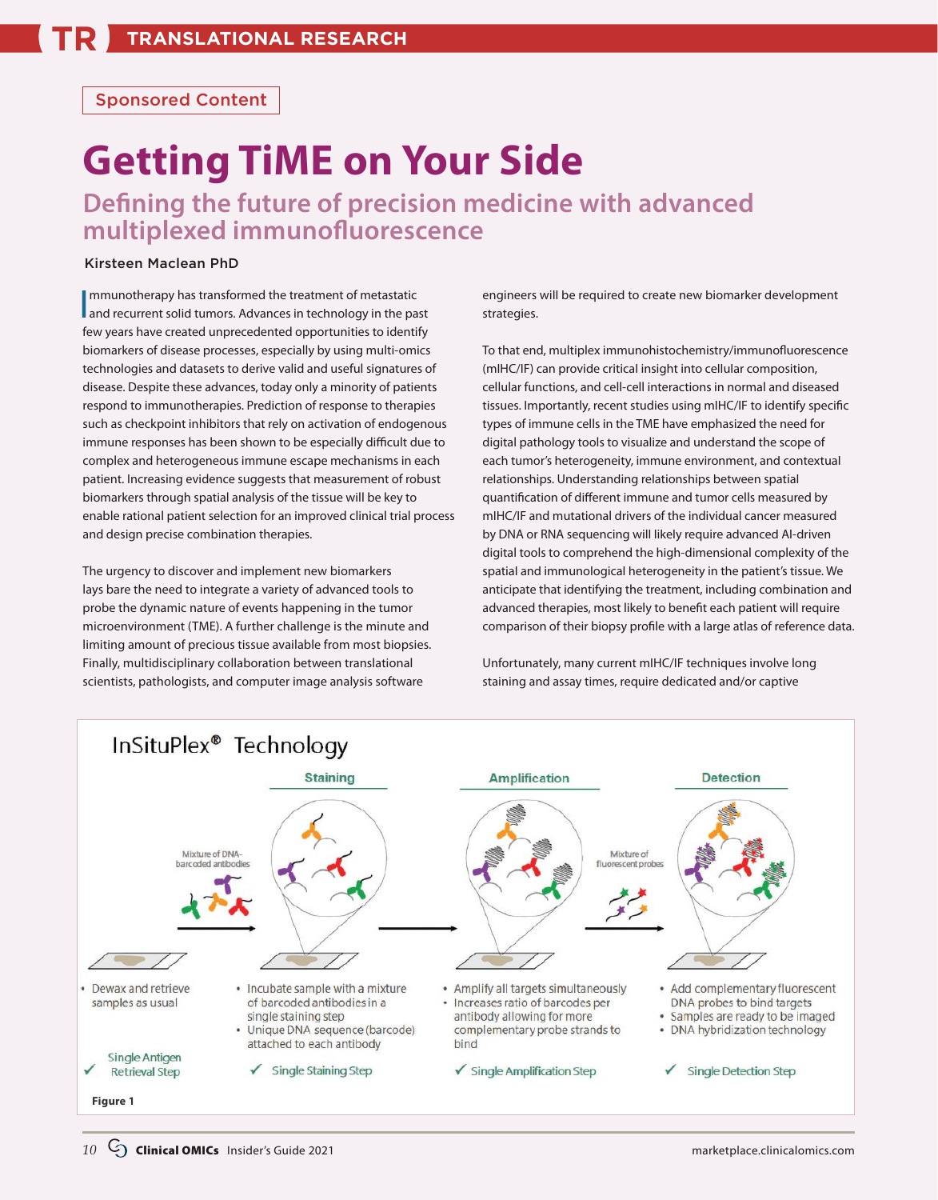Sponsored Content

# Getting TiME on Your Side

## Defining the future of precision medicine with advanced multiplexed immunofluorescence

Kirsteen Maclean PhD

Immunotherapy has transformed the treatment of metastatic and recurrent solid tumors. Advances in technology in the past few years have created unprecedented opportunities to identify biomarkers of disease processes, especially by using multi-omics technologies and datasets to derive valid and useful signatures of disease. Despite these advances, today only a minority of patients respond to immunotherapies. Prediction of response to therapies such as checkpoint inhibitors that rely on activation of endogenous immune responses has been shown to be especially difficult due to complex and heterogeneous immune escape mechanisms in each patient. Increasing evidence suggests that measurement of robust biomarkers through spatial analysis of the tissue will be key to enable rational patient selection for an improved clinical trial process and design precise combination therapies.

The urgency to discover and implement new biomarkers lays bare the need to integrate a variety of advanced tools to probe the dynamic nature of events happening in the tumor microenvironment (TME). A further challenge is the minute and limiting amount of precious tissue available from most biopsies. Finally, multidisciplinary collaboration between translational scientists, pathologists, and computer image analysis software engineers will be required to create new biomarker development strategies.

To that end, multiplex immunohistochemistry/immunofluorescence (mIHC/IF) can provide critical insight into cellular composition, cellular functions, and cell-cell interactions in normal and diseased tissues. Importantly, recent studies using mIHC/IF to identify specific types of immune cells in the TME have emphasized the need for digital pathology tools to visualize and understand the scope of each tumor's heterogeneity, immune environment, and contextual relationships. Understanding relationships between spatial quantification of different immune and tumor cells measured by mIHC/IF and mutational drivers of the individual cancer measured by DNA or RNA sequencing will likely require advanced AI-driven digital tools to comprehend the high-dimensional complexity of the spatial and immunological heterogeneity in the patient's tissue. We anticipate that identifying the treatment, including combination and advanced therapies, most likely to benefit each patient will require comparison of their biopsy profile with a large atlas of reference data.

Unfortunately, many current mIHC/IF techniques involve long staining and assay times, require dedicated and/or captive

InSituPlex® Technology

Staining | Amplification | Detection

Mixture of DNA-barcoded antibodies

Mixture of fluorescent probes

- Dewax and retrieve samples as usual

✓ Single Antigen Retrieval Step

- Incubate sample with a mixture of barcoded antibodies in a single staining step
- Unique DNA sequence (barcode) attached to each antibody

✓ Single Staining Step

- Amplify all targets simultaneously
- Increases ratio of barcodes per antibody allowing for more complementary probe strands to bind

✓ Single Amplification Step

- Add complementary fluorescent DNA probes to bind targets
- Samples are ready to be imaged
- DNA hybridization technology

✓ Single Detection Step

Figure 1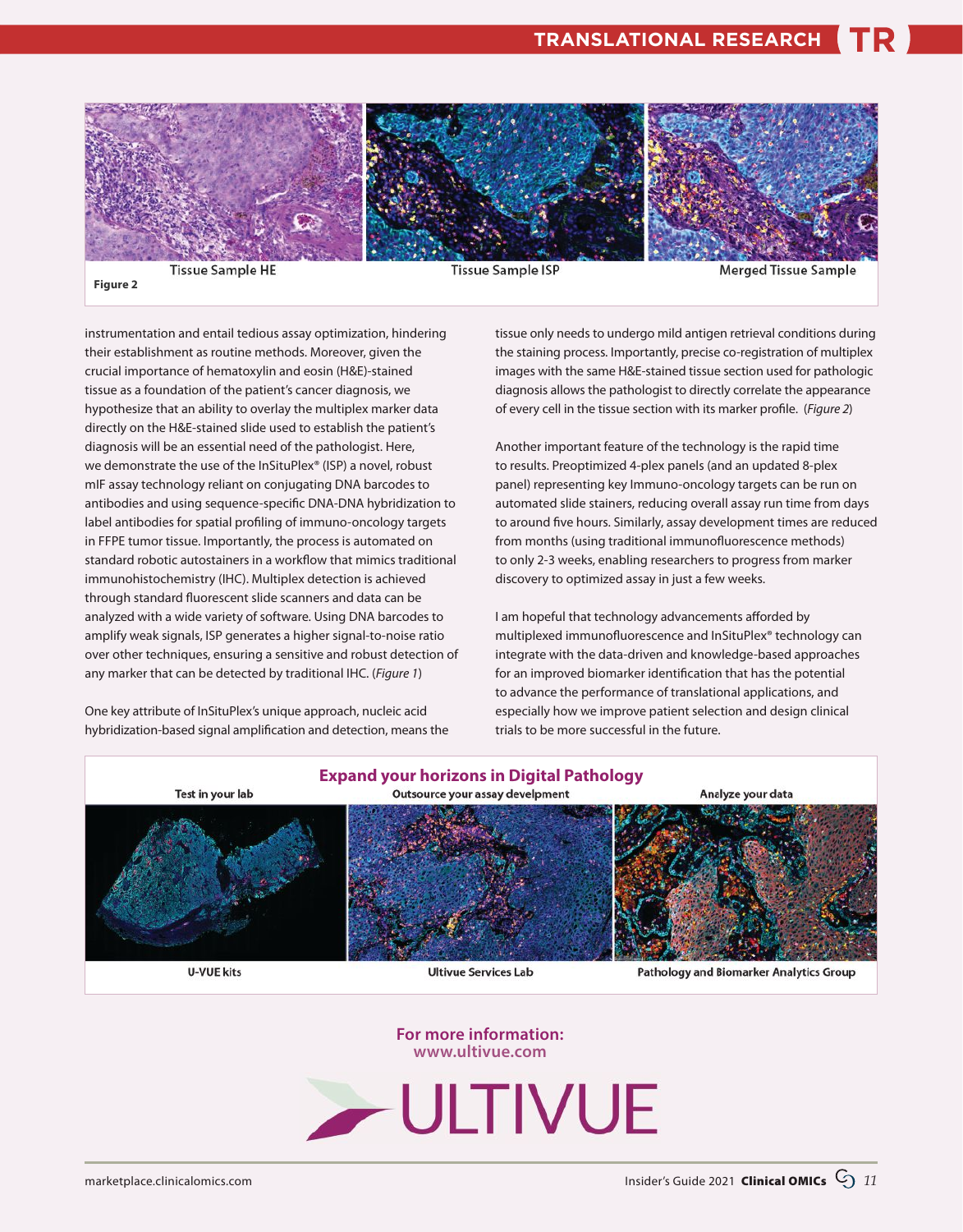Tissue Sample HE

Tissue Sample ISP

Merged Tissue Sample

**Figure 2**

instrumentation and entail tedious assay optimization, hindering their establishment as routine methods. Moreover, given the crucial importance of hematoxylin and eosin (H&E)-stained tissue as a foundation of the patient's cancer diagnosis, we hypothesize that an ability to overlay the multiplex marker data directly on the H&E-stained slide used to establish the patient's diagnosis will be an essential need of the pathologist. Here, we demonstrate the use of the InSituPlex® (ISP) a novel, robust mIF assay technology reliant on conjugating DNA barcodes to antibodies and using sequence-specific DNA-DNA hybridization to label antibodies for spatial profiling of immuno-oncology targets in FFPE tumor tissue. Importantly, the process is automated on standard robotic autostainers in a workflow that mimics traditional immunohistochemistry (IHC). Multiplex detection is achieved through standard fluorescent slide scanners and data can be analyzed with a wide variety of software. Using DNA barcodes to amplify weak signals, ISP generates a higher signal-to-noise ratio over other techniques, ensuring a sensitive and robust detection of any marker that can be detected by traditional IHC. (*Figure 1*)

One key attribute of InSituPlex's unique approach, nucleic acid hybridization-based signal amplification and detection, means the tissue only needs to undergo mild antigen retrieval conditions during the staining process. Importantly, precise co-registration of multiplex images with the same H&E-stained tissue section used for pathologic diagnosis allows the pathologist to directly correlate the appearance of every cell in the tissue section with its marker profile. (*Figure 2*)

Another important feature of the technology is the rapid time to results. Preoptimized 4-plex panels (and an updated 8-plex panel) representing key Immuno-oncology targets can be run on automated slide stainers, reducing overall assay run time from days to around five hours. Similarly, assay development times are reduced from months (using traditional immunofluorescence methods) to only 2-3 weeks, enabling researchers to progress from marker discovery to optimized assay in just a few weeks.

I am hopeful that technology advancements afforded by multiplexed immunofluorescence and InSituPlex® technology can integrate with the data-driven and knowledge-based approaches for an improved biomarker identification that has the potential to advance the performance of translational applications, and especially how we improve patient selection and design clinical trials to be more successful in the future.

**Expand your horizons in Digital Pathology**

Test in your lab — U-VUE kits

Outsource your assay develpment — Ultivue Services Lab

Analyze your data — Pathology and Biomarker Analytics Group

**For more information:**
**www.ultivue.com**

ULTIVUE